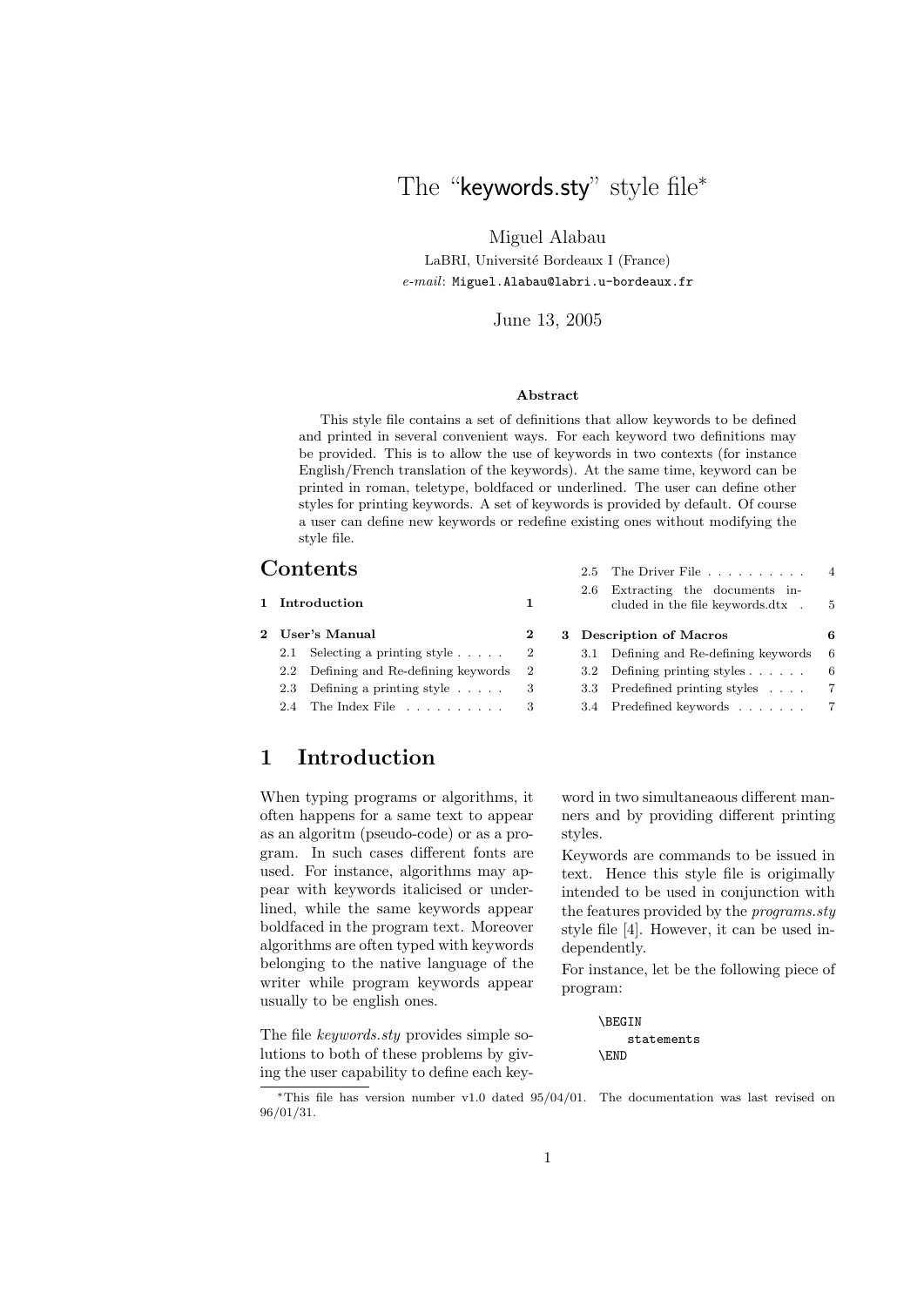# The "keywords.sty" style file*

Miguel Alabau

LaBRI, Université Bordeaux I (France)

*e-mail*: Miguel.Alabau@labri.u-bordeaux.fr

June 13, 2005

**Abstract**

This style file contains a set of definitions that allow keywords to be defined and printed in several convenient ways. For each keyword two definitions may be provided. This is to allow the use of keywords in two contexts (for instance English/French translation of the keywords). At the same time, keyword can be printed in roman, teletype, boldfaced or underlined. The user can define other styles for printing keywords. A set of keywords is provided by default. Of course a user can define new keywords or redefine existing ones without modifying the style file.

## Contents

- **1 Introduction** — 1
- **2 User's Manual** — 2
  - 2.1 Selecting a printing style — 2
  - 2.2 Defining and Re-defining keywords — 2
  - 2.3 Defining a printing style — 3
  - 2.4 The Index File — 3
  - 2.5 The Driver File — 4
  - 2.6 Extracting the documents included in the file keywords.dtx — 5
- **3 Description of Macros** — 6
  - 3.1 Defining and Re-defining keywords — 6
  - 3.2 Defining printing styles — 6
  - 3.3 Predefined printing styles — 7
  - 3.4 Predefined keywords — 7

## 1 Introduction

When typing programs or algorithms, it often happens for a same text to appear as an algoritm (pseudo-code) or as a program. In such cases different fonts are used. For instance, algorithms may appear with keywords italicised or underlined, while the same keywords appear boldfaced in the program text. Moreover algorithms are often typed with keywords belonging to the native language of the writer while program keywords appear usually to be english ones.

The file *keywords.sty* provides simple solutions to both of these problems by giving the user capability to define each keyword in two simultaneaous different manners and by providing different printing styles.

Keywords are commands to be issued in text. Hence this style file is origimally intended to be used in conjunction with the features provided by the *programs.sty* style file [4]. However, it can be used independently.

For instance, let be the following piece of program:

```
\BEGIN
   statements
\END
```

*This file has version number v1.0 dated 95/04/01. The documentation was last revised on 96/01/31.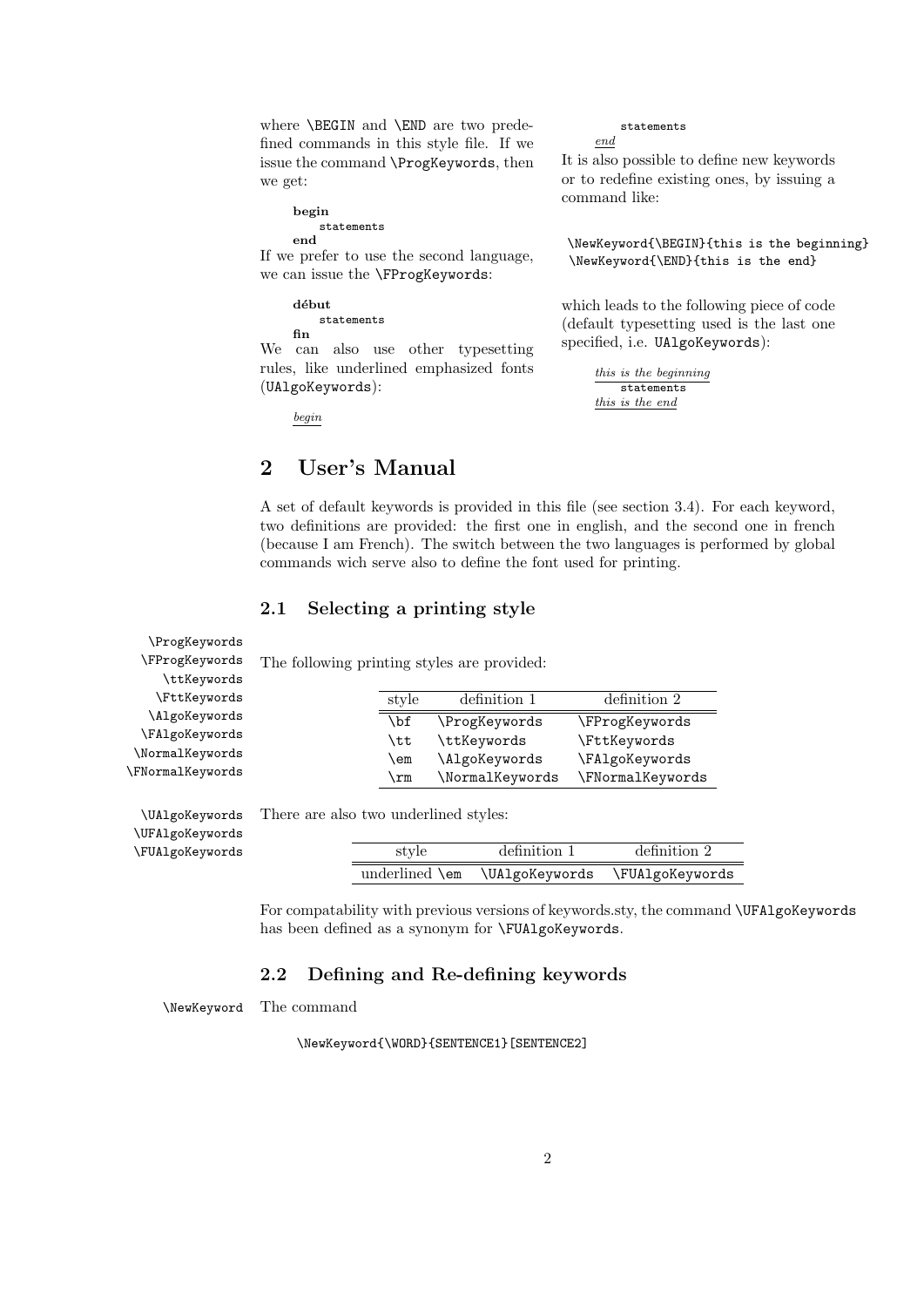where \BEGIN and \END are two predefined commands in this style file. If we issue the command \ProgKeywords, then we get:

> **begin**
> `statements`
> **end**

If we prefer to use the second language, we can issue the \FProgKeywords:

> **début**
> `statements`
> **fin**

We can also use other typesetting rules, like underlined emphasized fonts (UAlgoKeywords):

> <u>*begin*</u>
> `statements`
> <u>*end*</u>

It is also possible to define new keywords or to redefine existing ones, by issuing a command like:

```
\NewKeyword{\BEGIN}{this is the beginning}
\NewKeyword{\END}{this is the end}
```

which leads to the following piece of code (default typesetting used is the last one specified, i.e. UAlgoKeywords):

> <u>*this is the beginning*</u>
> `statements`
> <u>*this is the end*</u>

## 2 User's Manual

A set of default keywords is provided in this file (see section 3.4). For each keyword, two definitions are provided: the first one in english, and the second one in french (because I am French). The switch between the two languages is performed by global commands wich serve also to define the font used for printing.

### 2.1 Selecting a printing style

\ProgKeywords \FProgKeywords \ttKeywords \FttKeywords \AlgoKeywords \FAlgoKeywords \NormalKeywords \FNormalKeywords

The following printing styles are provided:

| style | definition 1 | definition 2 |
|---|---|---|
| `\bf` | `\ProgKeywords` | `\FProgKeywords` |
| `\tt` | `\ttKeywords` | `\FttKeywords` |
| `\em` | `\AlgoKeywords` | `\FAlgoKeywords` |
| `\rm` | `\NormalKeywords` | `\FNormalKeywords` |

\UAlgoKeywords \UFAlgoKeywords \FUAlgoKeywords

There are also two underlined styles:

| style | definition 1 | definition 2 |
|---|---|---|
| underlined `\em` | `\UAlgoKeywords` | `\FUAlgoKeywords` |

For compatability with previous versions of keywords.sty, the command \UFAlgoKeywords has been defined as a synonym for \FUAlgoKeywords.

### 2.2 Defining and Re-defining keywords

\NewKeyword

The command

```
\NewKeyword{\WORD}{SENTENCE1}[SENTENCE2]
```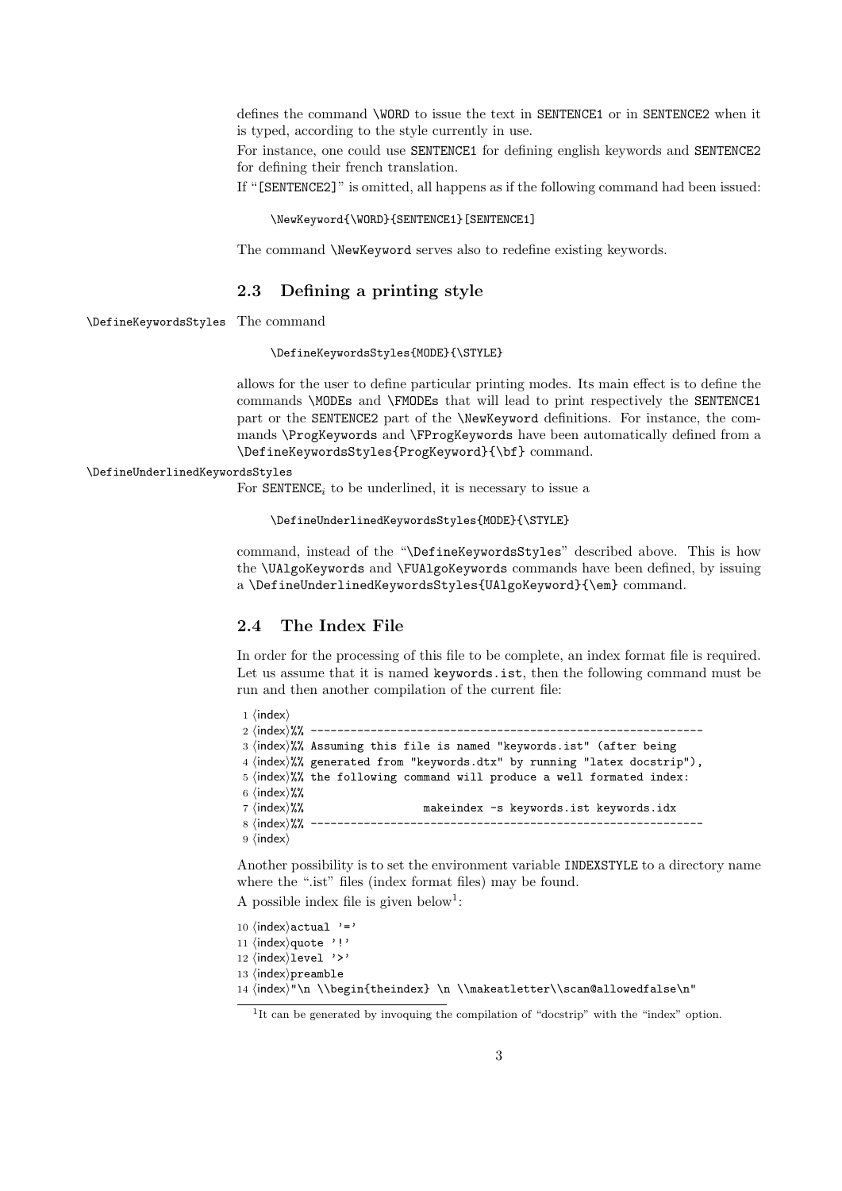defines the command `\WORD` to issue the text in `SENTENCE1` or in `SENTENCE2` when it is typed, according to the style currently in use.

For instance, one could use `SENTENCE1` for defining english keywords and `SENTENCE2` for defining their french translation.

If "`[SENTENCE2]`" is omitted, all happens as if the following command had been issued:

```
\NewKeyword{\WORD}{SENTENCE1}[SENTENCE1]
```

The command `\NewKeyword` serves also to redefine existing keywords.

## 2.3 Defining a printing style

`\DefineKeywordsStyles` The command

```
\DefineKeywordsStyles{MODE}{\STYLE}
```

allows for the user to define particular printing modes. Its main effect is to define the commands `\MODEs` and `\FMODEs` that will lead to print respectively the `SENTENCE1` part or the `SENTENCE2` part of the `\NewKeyword` definitions. For instance, the commands `\ProgKeywords` and `\FProgKeywords` have been automatically defined from a `\DefineKeywordsStyles{ProgKeyword}{\bf}` command.

`\DefineUnderlinedKeywordsStyles`

For $\texttt{SENTENCE}_i$ to be underlined, it is necessary to issue a

```
\DefineUnderlinedKeywordsStyles{MODE}{\STYLE}
```

command, instead of the "`\DefineKeywordsStyles`" described above. This is how the `\UAlgoKeywords` and `\FUAlgoKeywords` commands have been defined, by issuing a `\DefineUnderlinedKeywordsStyles{UAlgoKeyword}{\em}` command.

## 2.4 The Index File

In order for the processing of this file to be complete, an index format file is required. Let us assume that it is named `keywords.ist`, then the following command must be run and then another compilation of the current file:

```
1 ⟨index⟩
2 ⟨index⟩%% ------------------------------------------------------------
3 ⟨index⟩%% Assuming this file is named "keywords.ist" (after being
4 ⟨index⟩%% generated from "keywords.dtx" by running "latex docstrip"),
5 ⟨index⟩%% the following command will produce a well formated index:
6 ⟨index⟩%%
7 ⟨index⟩%%                  makeindex -s keywords.ist keywords.idx
8 ⟨index⟩%% ------------------------------------------------------------
9 ⟨index⟩
```

Another possibility is to set the environment variable `INDEXSTYLE` to a directory name where the ".ist" files (index format files) may be found.

A possible index file is given below[1]:

```
10 ⟨index⟩actual '='
11 ⟨index⟩quote '!'
12 ⟨index⟩level '>'
13 ⟨index⟩preamble
14 ⟨index⟩"\n \\begin{theindex} \n \\makeatletter\\scan@allowedfalse\n"
```

[1] It can be generated by invoquing the compilation of "docstrip" with the "index" option.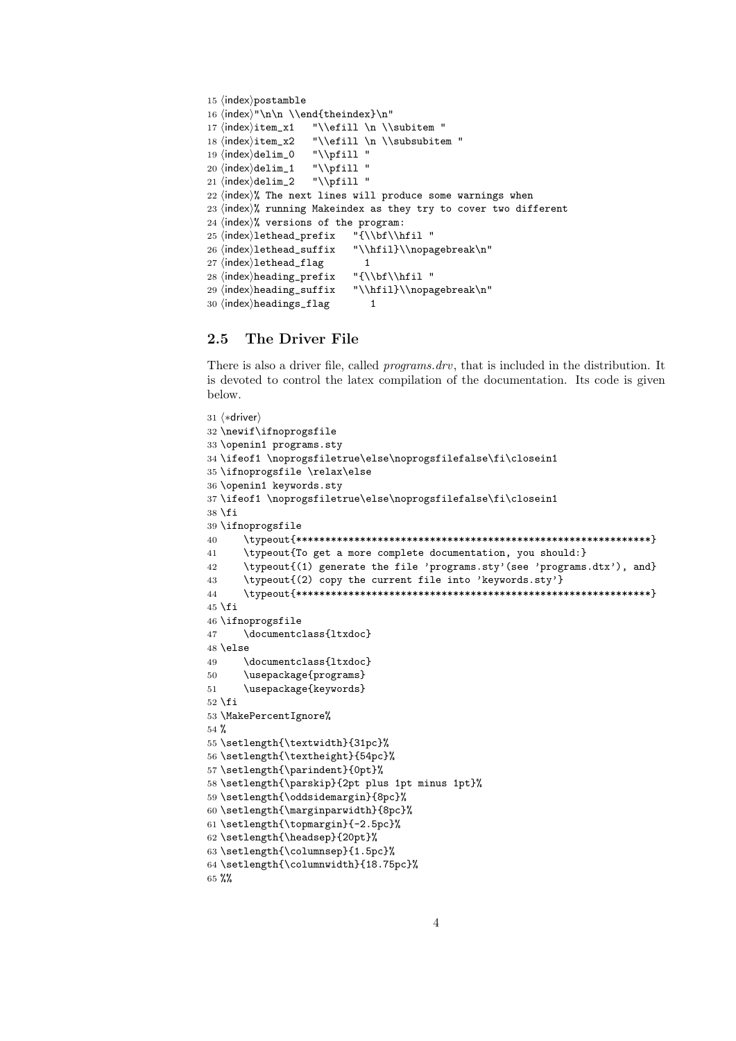```
15 ⟨index⟩postamble
16 ⟨index⟩"\n\n \\end{theindex}\n"
17 ⟨index⟩item_x1   "\\efill \n \\subitem "
18 ⟨index⟩item_x2   "\\efill \n \\subsubitem "
19 ⟨index⟩delim_0   "\\pfill "
20 ⟨index⟩delim_1   "\\pfill "
21 ⟨index⟩delim_2   "\\pfill "
22 ⟨index⟩% The next lines will produce some warnings when
23 ⟨index⟩% running Makeindex as they try to cover two different
24 ⟨index⟩% versions of the program:
25 ⟨index⟩lethead_prefix   "{\\bf\\hfil "
26 ⟨index⟩lethead_suffix   "\\hfil}\\nopagebreak\n"
27 ⟨index⟩lethead_flag       1
28 ⟨index⟩heading_prefix   "{\\bf\\hfil "
29 ⟨index⟩heading_suffix   "\\hfil}\\nopagebreak\n"
30 ⟨index⟩headings_flag       1
```

## 2.5 The Driver File

There is also a driver file, called *programs.drv*, that is included in the distribution. It is devoted to control the latex compilation of the documentation. Its code is given below.

```
31 ⟨*driver⟩
32 \newif\ifnoprogsfile
33 \openin1 programs.sty
34 \ifeof1 \noprogsfiletrue\else\noprogsfilefalse\fi\closein1
35 \ifnoprogsfile \relax\else
36 \openin1 keywords.sty
37 \ifeof1 \noprogsfiletrue\else\noprogsfilefalse\fi\closein1
38 \fi
39 \ifnoprogsfile
40     \typeout{*************************************************************}
41     \typeout{To get a more complete documentation, you should:}
42     \typeout{(1) generate the file 'programs.sty'(see 'programs.dtx'), and}
43     \typeout{(2) copy the current file into 'keywords.sty'}
44     \typeout{*************************************************************}
45 \fi
46 \ifnoprogsfile
47     \documentclass{ltxdoc}
48 \else
49     \documentclass{ltxdoc}
50     \usepackage{programs}
51     \usepackage{keywords}
52 \fi
53 \MakePercentIgnore%
54 %
55 \setlength{\textwidth}{31pc}%
56 \setlength{\textheight}{54pc}%
57 \setlength{\parindent}{0pt}%
58 \setlength{\parskip}{2pt plus 1pt minus 1pt}%
59 \setlength{\oddsidemargin}{8pc}%
60 \setlength{\marginparwidth}{8pc}%
61 \setlength{\topmargin}{-2.5pc}%
62 \setlength{\headsep}{20pt}%
63 \setlength{\columnsep}{1.5pc}%
64 \setlength{\columnwidth}{18.75pc}%
65 %%
```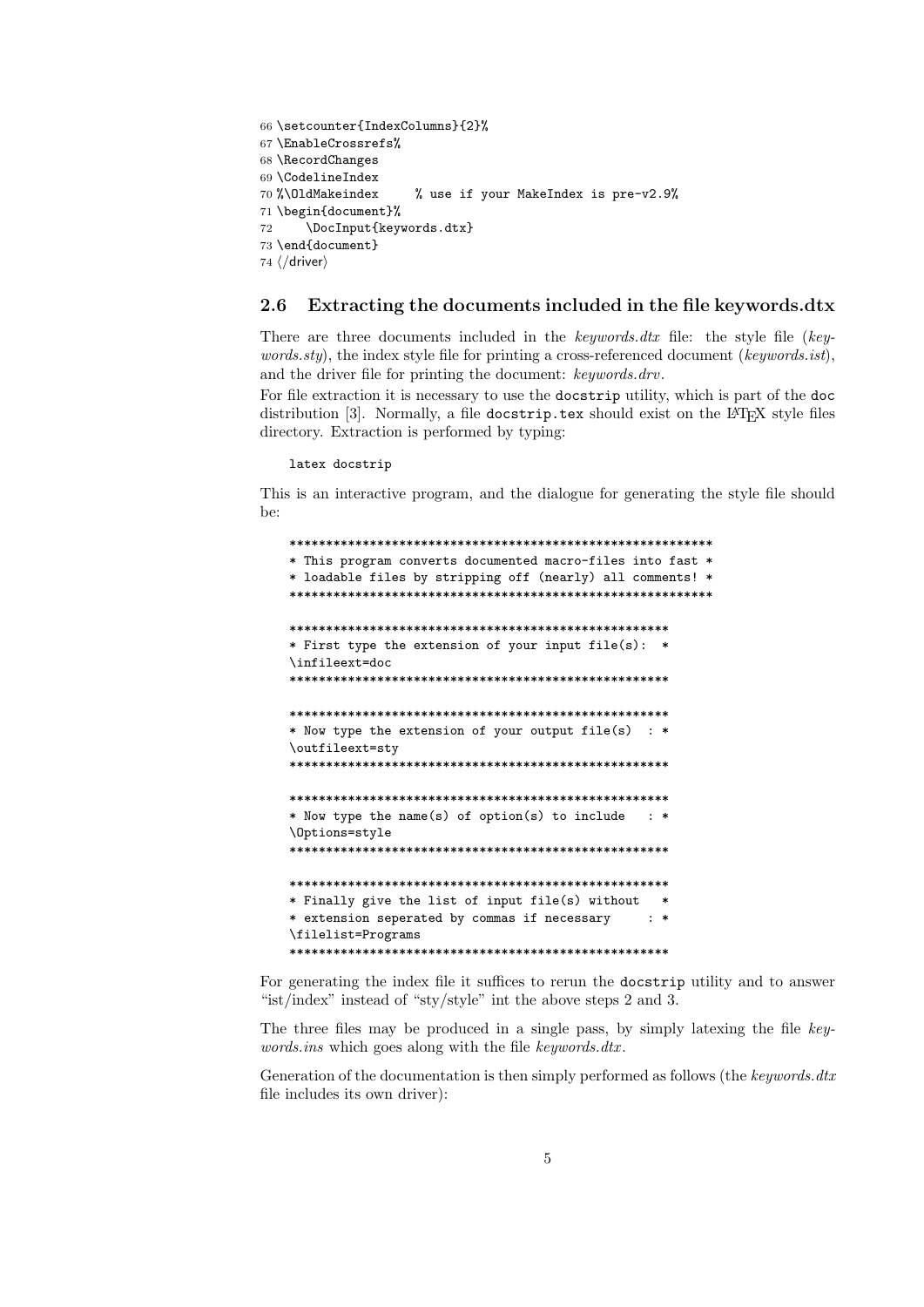```
66 \setcounter{IndexColumns}{2}%
67 \EnableCrossrefs%
68 \RecordChanges
69 \CodelineIndex
70 %\OldMakeindex     % use if your MakeIndex is pre-v2.9%
71 \begin{document}%
72     \DocInput{keywords.dtx}
73 \end{document}
74 ⟨/driver⟩
```

## 2.6 Extracting the documents included in the file keywords.dtx

There are three documents included in the *keywords.dtx* file: the style file (*keywords.sty*), the index style file for printing a cross-referenced document (*keywords.ist*), and the driver file for printing the document: *keywords.drv*.

For file extraction it is necessary to use the `docstrip` utility, which is part of the `doc` distribution [3]. Normally, a file `docstrip.tex` should exist on the LaTeX style files directory. Extraction is performed by typing:

```
latex docstrip
```

This is an interactive program, and the dialogue for generating the style file should be:

```
**********************************************************
* This program converts documented macro-files into fast *
* loadable files by stripping off (nearly) all comments! *
**********************************************************

****************************************************
* First type the extension of your input file(s):  *
\infileext=doc
****************************************************

****************************************************
* Now type the extension of your output file(s)  : *
\outfileext=sty
****************************************************

****************************************************
* Now type the name(s) of option(s) to include   : *
\Options=style
****************************************************

****************************************************
* Finally give the list of input file(s) without   *
* extension seperated by commas if necessary     : *
\filelist=Programs
****************************************************
```

For generating the index file it suffices to rerun the `docstrip` utility and to answer "ist/index" instead of "sty/style" int the above steps 2 and 3.

The three files may be produced in a single pass, by simply latexing the file *keywords.ins* which goes along with the file *keywords.dtx*.

Generation of the documentation is then simply performed as follows (the *keywords.dtx* file includes its own driver):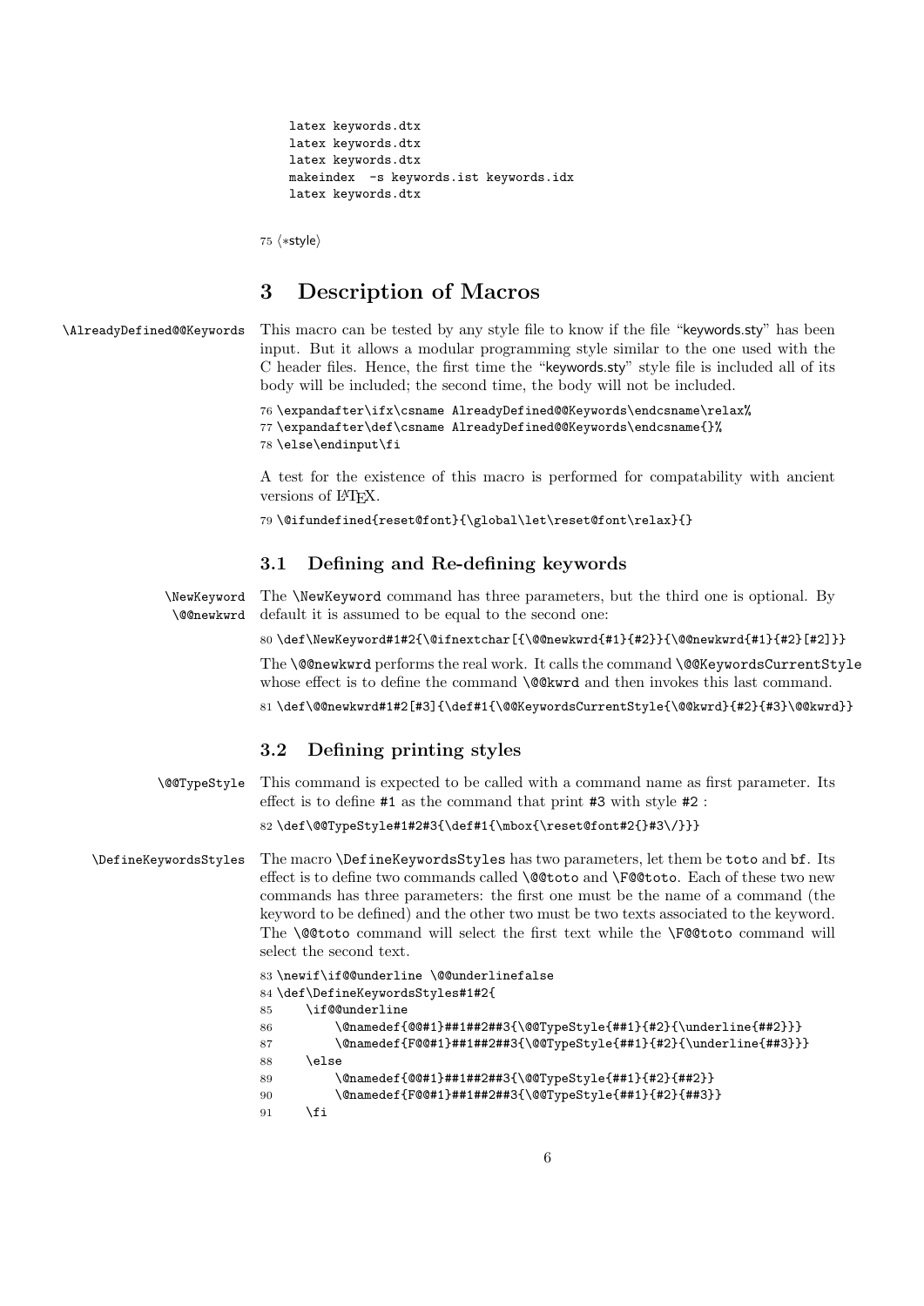```
latex keywords.dtx
latex keywords.dtx
latex keywords.dtx
makeindex  -s keywords.ist keywords.idx
latex keywords.dtx
```

75 ⟨*style⟩

# 3 Description of Macros

\AlreadyDefined@@Keywords

This macro can be tested by any style file to know if the file "keywords.sty" has been input. But it allows a modular programming style similar to the one used with the C header files. Hence, the first time the "keywords.sty" style file is included all of its body will be included; the second time, the body will not be included.

```
76 \expandafter\ifx\csname AlreadyDefined@@Keywords\endcsname\relax%
77 \expandafter\def\csname AlreadyDefined@@Keywords\endcsname{}%
78 \else\endinput\fi
```

A test for the existence of this macro is performed for compatability with ancient versions of LaTeX.

```
79 \@ifundefined{reset@font}{\global\let\reset@font\relax}{}
```

## 3.1 Defining and Re-defining keywords

\NewKeyword
\@@newkwrd

The `\NewKeyword` command has three parameters, but the third one is optional. By default it is assumed to be equal to the second one:

```
80 \def\NewKeyword#1#2{\@ifnextchar[{\@@newkwrd{#1}{#2}}{\@@newkwrd{#1}{#2}[#2]}}
```

The `\@@newkwrd` performs the real work. It calls the command `\@@KeywordsCurrentStyle` whose effect is to define the command `\@@kwrd` and then invokes this last command.

```
81 \def\@@newkwrd#1#2[#3]{\def#1{\@@KeywordsCurrentStyle{\@@kwrd}{#2}{#3}\@@kwrd}}
```

## 3.2 Defining printing styles

\@@TypeStyle

This command is expected to be called with a command name as first parameter. Its effect is to define `#1` as the command that print `#3` with style `#2` :

```
82 \def\@@TypeStyle#1#2#3{\def#1{\mbox{\reset@font#2{}#3\/}}}
```

\DefineKeywordsStyles

The macro `\DefineKeywordsStyles` has two parameters, let them be `toto` and `bf`. Its effect is to define two commands called `\@@toto` and `\F@@toto`. Each of these two new commands has three parameters: the first one must be the name of a command (the keyword to be defined) and the other two must be two texts associated to the keyword. The `\@@toto` command will select the first text while the `\F@@toto` command will select the second text.

```
83 \newif\if@@underline \@@underlinefalse
84 \def\DefineKeywordsStyles#1#2{
85     \if@@underline
86         \@namedef{@@#1}##1##2##3{\@@TypeStyle{##1}{#2}{\underline{##2}}}
87         \@namedef{F@@#1}##1##2##3{\@@TypeStyle{##1}{#2}{\underline{##3}}}
88     \else
89         \@namedef{@@#1}##1##2##3{\@@TypeStyle{##1}{#2}{##2}}
90         \@namedef{F@@#1}##1##2##3{\@@TypeStyle{##1}{#2}{##3}}
91     \fi
```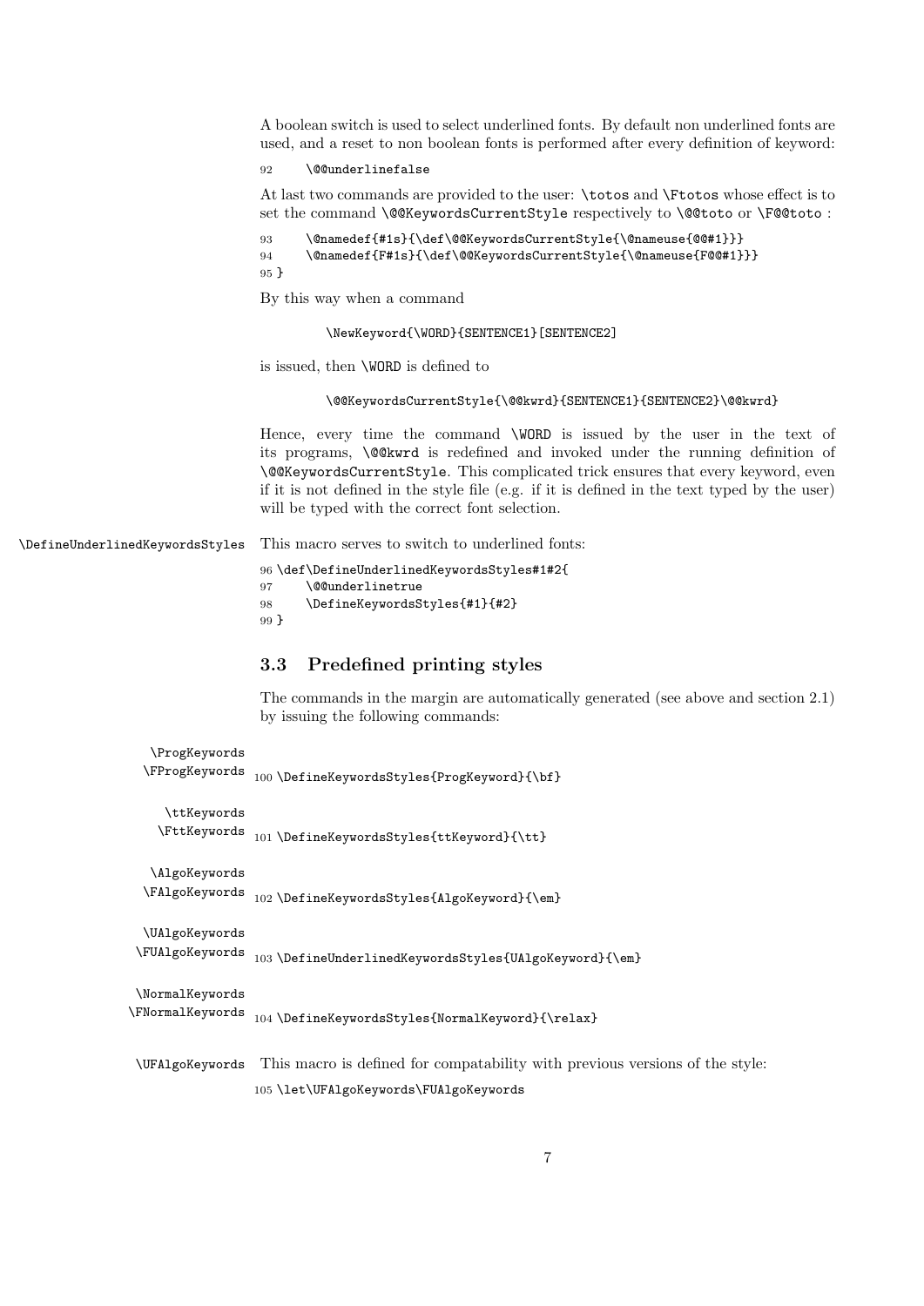A boolean switch is used to select underlined fonts. By default non underlined fonts are used, and a reset to non boolean fonts is performed after every definition of keyword:

```
92      \@@underlinefalse
```

At last two commands are provided to the user: `\totos` and `\Ftotos` whose effect is to set the command `\@@KeywordsCurrentStyle` respectively to `\@@toto` or `\F@@toto` :

```
93      \@namedef{#1s}{\def\@@KeywordsCurrentStyle{\@nameuse{@@#1}}}
94      \@namedef{F#1s}{\def\@@KeywordsCurrentStyle{\@nameuse{F@@#1}}}
95 }
```

By this way when a command

```
\NewKeyword{\WORD}{SENTENCE1}[SENTENCE2]
```

is issued, then `\WORD` is defined to

```
\@@KeywordsCurrentStyle{\@@kwrd}{SENTENCE1}{SENTENCE2}\@@kwrd}
```

Hence, every time the command `\WORD` is issued by the user in the text of its programs, `\@@kwrd` is redefined and invoked under the running definition of `\@@KeywordsCurrentStyle`. This complicated trick ensures that every keyword, even if it is not defined in the style file (e.g. if it is defined in the text typed by the user) will be typed with the correct font selection.

`\DefineUnderlinedKeywordsStyles` This macro serves to switch to underlined fonts:

```
96 \def\DefineUnderlinedKeywordsStyles#1#2{
97      \@@underlinetrue
98      \DefineKeywordsStyles{#1}{#2}
99 }
```

### 3.3 Predefined printing styles

The commands in the margin are automatically generated (see above and section 2.1) by issuing the following commands:

`\ProgKeywords` `\FProgKeywords`

```
100 \DefineKeywordsStyles{ProgKeyword}{\bf}
```

`\ttKeywords` `\FttKeywords`

```
101 \DefineKeywordsStyles{ttKeyword}{\tt}
```

`\AlgoKeywords` `\FAlgoKeywords`

```
102 \DefineKeywordsStyles{AlgoKeyword}{\em}
```

`\UAlgoKeywords` `\FUAlgoKeywords`

```
103 \DefineUnderlinedKeywordsStyles{UAlgoKeyword}{\em}
```

`\NormalKeywords` `\FNormalKeywords`

```
104 \DefineKeywordsStyles{NormalKeyword}{\relax}
```

`\UFAlgoKeywords` This macro is defined for compatability with previous versions of the style:

```
105 \let\UFAlgoKeywords\FUAlgoKeywords
```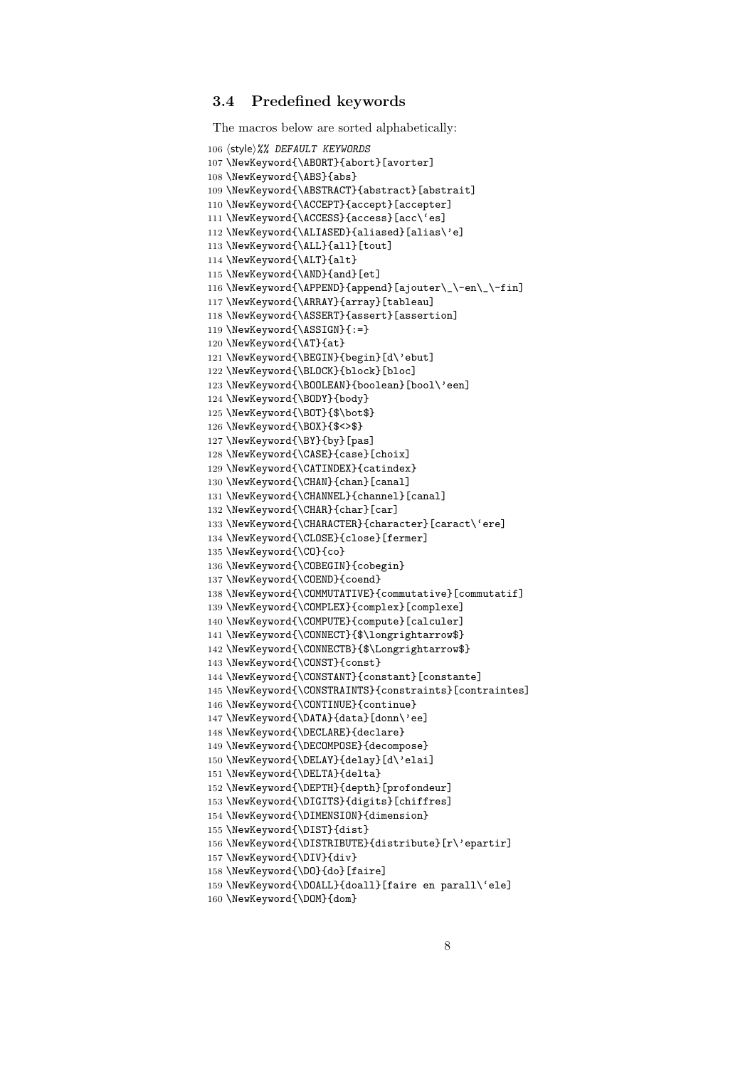### 3.4 Predefined keywords

The macros below are sorted alphabetically:

```
106 ⟨style⟩%% DEFAULT KEYWORDS
107 \NewKeyword{\ABORT}{abort}[avorter]
108 \NewKeyword{\ABS}{abs}
109 \NewKeyword{\ABSTRACT}{abstract}[abstrait]
110 \NewKeyword{\ACCEPT}{accept}[accepter]
111 \NewKeyword{\ACCESS}{access}[acc\`es]
112 \NewKeyword{\ALIASED}{aliased}[alias\'e]
113 \NewKeyword{\ALL}{all}[tout]
114 \NewKeyword{\ALT}{alt}
115 \NewKeyword{\AND}{and}[et]
116 \NewKeyword{\APPEND}{append}[ajouter\_\-en\_\-fin]
117 \NewKeyword{\ARRAY}{array}[tableau]
118 \NewKeyword{\ASSERT}{assert}[assertion]
119 \NewKeyword{\ASSIGN}{:=}
120 \NewKeyword{\AT}{at}
121 \NewKeyword{\BEGIN}{begin}[d\'ebut]
122 \NewKeyword{\BLOCK}{block}[bloc]
123 \NewKeyword{\BOOLEAN}{boolean}[bool\'een]
124 \NewKeyword{\BODY}{body}
125 \NewKeyword{\BOT}{$\bot$}
126 \NewKeyword{\BOX}{$<>$}
127 \NewKeyword{\BY}{by}[pas]
128 \NewKeyword{\CASE}{case}[choix]
129 \NewKeyword{\CATINDEX}{catindex}
130 \NewKeyword{\CHAN}{chan}[canal]
131 \NewKeyword{\CHANNEL}{channel}[canal]
132 \NewKeyword{\CHAR}{char}[car]
133 \NewKeyword{\CHARACTER}{character}[caract\`ere]
134 \NewKeyword{\CLOSE}{close}[fermer]
135 \NewKeyword{\CO}{co}
136 \NewKeyword{\COBEGIN}{cobegin}
137 \NewKeyword{\COEND}{coend}
138 \NewKeyword{\COMMUTATIVE}{commutative}[commutatif]
139 \NewKeyword{\COMPLEX}{complex}[complexe]
140 \NewKeyword{\COMPUTE}{compute}[calculer]
141 \NewKeyword{\CONNECT}{$\longrightarrow$}
142 \NewKeyword{\CONNECTB}{$\Longrightarrow$}
143 \NewKeyword{\CONST}{const}
144 \NewKeyword{\CONSTANT}{constant}[constante]
145 \NewKeyword{\CONSTRAINTS}{constraints}[contraintes]
146 \NewKeyword{\CONTINUE}{continue}
147 \NewKeyword{\DATA}{data}[donn\'ee]
148 \NewKeyword{\DECLARE}{declare}
149 \NewKeyword{\DECOMPOSE}{decompose}
150 \NewKeyword{\DELAY}{delay}[d\'elai]
151 \NewKeyword{\DELTA}{delta}
152 \NewKeyword{\DEPTH}{depth}[profondeur]
153 \NewKeyword{\DIGITS}{digits}[chiffres]
154 \NewKeyword{\DIMENSION}{dimension}
155 \NewKeyword{\DIST}{dist}
156 \NewKeyword{\DISTRIBUTE}{distribute}[r\'epartir]
157 \NewKeyword{\DIV}{div}
158 \NewKeyword{\DO}{do}[faire]
159 \NewKeyword{\DOALL}{doall}[faire en parall\`ele]
160 \NewKeyword{\DOM}{dom}
```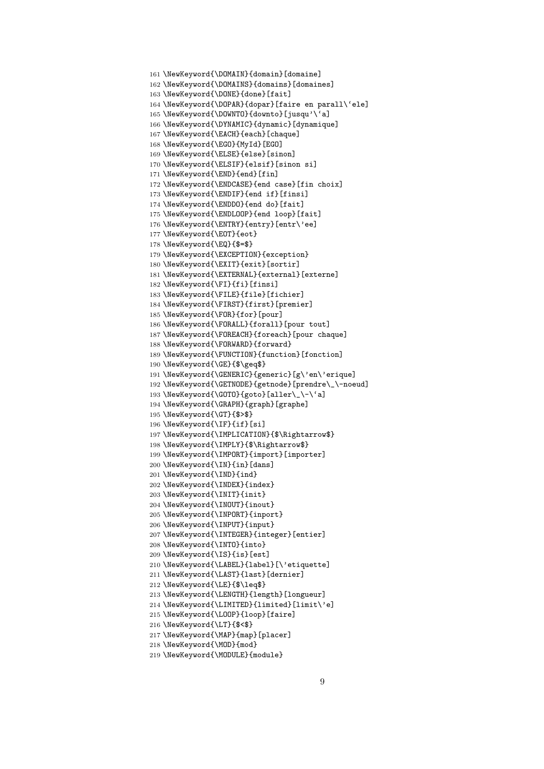```
161 \NewKeyword{\DOMAIN}{domain}[domaine]
162 \NewKeyword{\DOMAINS}{domains}[domaines]
163 \NewKeyword{\DONE}{done}[fait]
164 \NewKeyword{\DOPAR}{dopar}[faire en parall\`ele]
165 \NewKeyword{\DOWNTO}{downto}[jusqu'\`a]
166 \NewKeyword{\DYNAMIC}{dynamic}[dynamique]
167 \NewKeyword{\EACH}{each}[chaque]
168 \NewKeyword{\EGO}{MyId}[EGO]
169 \NewKeyword{\ELSE}{else}[sinon]
170 \NewKeyword{\ELSIF}{elsif}[sinon si]
171 \NewKeyword{\END}{end}[fin]
172 \NewKeyword{\ENDCASE}{end case}[fin choix]
173 \NewKeyword{\ENDIF}{end if}[finsi]
174 \NewKeyword{\ENDDO}{end do}[fait]
175 \NewKeyword{\ENDLOOP}{end loop}[fait]
176 \NewKeyword{\ENTRY}{entry}[entr\'ee]
177 \NewKeyword{\EOT}{eot}
178 \NewKeyword{\EQ}{$=$}
179 \NewKeyword{\EXCEPTION}{exception}
180 \NewKeyword{\EXIT}{exit}[sortir]
181 \NewKeyword{\EXTERNAL}{external}[externe]
182 \NewKeyword{\FI}{fi}[finsi]
183 \NewKeyword{\FILE}{file}[fichier]
184 \NewKeyword{\FIRST}{first}[premier]
185 \NewKeyword{\FOR}{for}[pour]
186 \NewKeyword{\FORALL}{forall}[pour tout]
187 \NewKeyword{\FOREACH}{foreach}[pour chaque]
188 \NewKeyword{\FORWARD}{forward}
189 \NewKeyword{\FUNCTION}{function}[fonction]
190 \NewKeyword{\GE}{$\geq$}
191 \NewKeyword{\GENERIC}{generic}[g\'en\'erique]
192 \NewKeyword{\GETNODE}{getnode}[prendre\_\-noeud]
193 \NewKeyword{\GOTO}{goto}[aller\_\-\`a]
194 \NewKeyword{\GRAPH}{graph}[graphe]
195 \NewKeyword{\GT}{$>$}
196 \NewKeyword{\IF}{if}[si]
197 \NewKeyword{\IMPLICATION}{$\Rightarrow$}
198 \NewKeyword{\IMPLY}{$\Rightarrow$}
199 \NewKeyword{\IMPORT}{import}[importer]
200 \NewKeyword{\IN}{in}[dans]
201 \NewKeyword{\IND}{ind}
202 \NewKeyword{\INDEX}{index}
203 \NewKeyword{\INIT}{init}
204 \NewKeyword{\INOUT}{inout}
205 \NewKeyword{\INPORT}{inport}
206 \NewKeyword{\INPUT}{input}
207 \NewKeyword{\INTEGER}{integer}[entier]
208 \NewKeyword{\INTO}{into}
209 \NewKeyword{\IS}{is}[est]
210 \NewKeyword{\LABEL}{label}[\'etiquette]
211 \NewKeyword{\LAST}{last}[dernier]
212 \NewKeyword{\LE}{$\leq$}
213 \NewKeyword{\LENGTH}{length}[longueur]
214 \NewKeyword{\LIMITED}{limited}[limit\'e]
215 \NewKeyword{\LOOP}{loop}[faire]
216 \NewKeyword{\LT}{$<$}
217 \NewKeyword{\MAP}{map}[placer]
218 \NewKeyword{\MOD}{mod}
219 \NewKeyword{\MODULE}{module}
```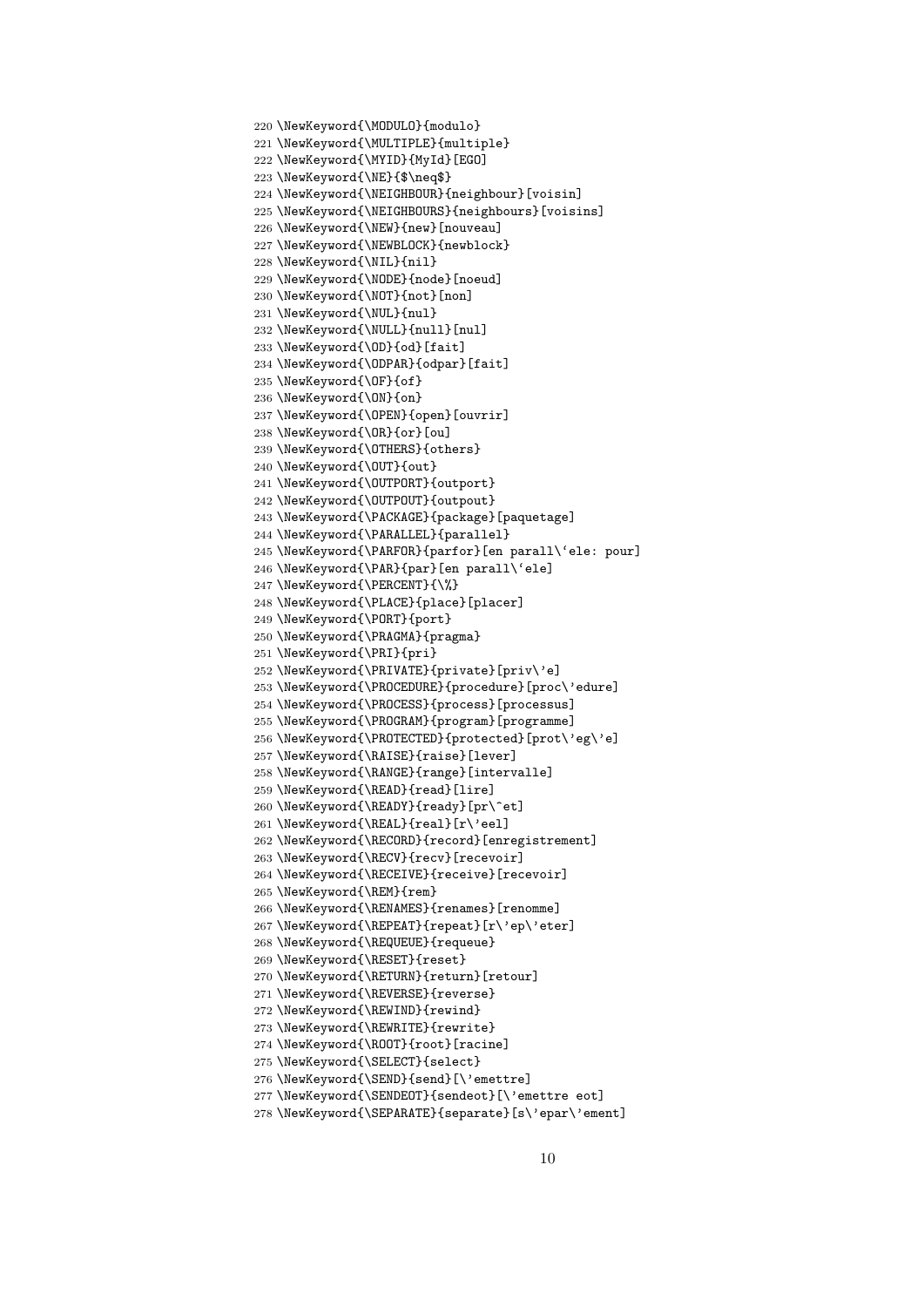```
220 \NewKeyword{\MODULO}{modulo}
221 \NewKeyword{\MULTIPLE}{multiple}
222 \NewKeyword{\MYID}{MyId}[EGO]
223 \NewKeyword{\NE}{$\neq$}
224 \NewKeyword{\NEIGHBOUR}{neighbour}[voisin]
225 \NewKeyword{\NEIGHBOURS}{neighbours}[voisins]
226 \NewKeyword{\NEW}{new}[nouveau]
227 \NewKeyword{\NEWBLOCK}{newblock}
228 \NewKeyword{\NIL}{nil}
229 \NewKeyword{\NODE}{node}[noeud]
230 \NewKeyword{\NOT}{not}[non]
231 \NewKeyword{\NUL}{nul}
232 \NewKeyword{\NULL}{null}[nul]
233 \NewKeyword{\OD}{od}[fait]
234 \NewKeyword{\ODPAR}{odpar}[fait]
235 \NewKeyword{\OF}{of}
236 \NewKeyword{\ON}{on}
237 \NewKeyword{\OPEN}{open}[ouvrir]
238 \NewKeyword{\OR}{or}[ou]
239 \NewKeyword{\OTHERS}{others}
240 \NewKeyword{\OUT}{out}
241 \NewKeyword{\OUTPORT}{outport}
242 \NewKeyword{\OUTPOUT}{outpout}
243 \NewKeyword{\PACKAGE}{package}[paquetage]
244 \NewKeyword{\PARALLEL}{parallel}
245 \NewKeyword{\PARFOR}{parfor}[en parall\`ele: pour]
246 \NewKeyword{\PAR}{par}[en parall\`ele]
247 \NewKeyword{\PERCENT}{\%}
248 \NewKeyword{\PLACE}{place}[placer]
249 \NewKeyword{\PORT}{port}
250 \NewKeyword{\PRAGMA}{pragma}
251 \NewKeyword{\PRI}{pri}
252 \NewKeyword{\PRIVATE}{private}[priv\'e]
253 \NewKeyword{\PROCEDURE}{procedure}[proc\'edure]
254 \NewKeyword{\PROCESS}{process}[processus]
255 \NewKeyword{\PROGRAM}{program}[programme]
256 \NewKeyword{\PROTECTED}{protected}[prot\'eg\'e]
257 \NewKeyword{\RAISE}{raise}[lever]
258 \NewKeyword{\RANGE}{range}[intervalle]
259 \NewKeyword{\READ}{read}[lire]
260 \NewKeyword{\READY}{ready}[pr\^et]
261 \NewKeyword{\REAL}{real}[r\'eel]
262 \NewKeyword{\RECORD}{record}[enregistrement]
263 \NewKeyword{\RECV}{recv}[recevoir]
264 \NewKeyword{\RECEIVE}{receive}[recevoir]
265 \NewKeyword{\REM}{rem}
266 \NewKeyword{\RENAMES}{renames}[renomme]
267 \NewKeyword{\REPEAT}{repeat}[r\'ep\'eter]
268 \NewKeyword{\REQUEUE}{requeue}
269 \NewKeyword{\RESET}{reset}
270 \NewKeyword{\RETURN}{return}[retour]
271 \NewKeyword{\REVERSE}{reverse}
272 \NewKeyword{\REWIND}{rewind}
273 \NewKeyword{\REWRITE}{rewrite}
274 \NewKeyword{\ROOT}{root}[racine]
275 \NewKeyword{\SELECT}{select}
276 \NewKeyword{\SEND}{send}[\'emettre]
277 \NewKeyword{\SENDEOT}{sendeot}[\'emettre eot]
278 \NewKeyword{\SEPARATE}{separate}[s\'epar\'ement]
```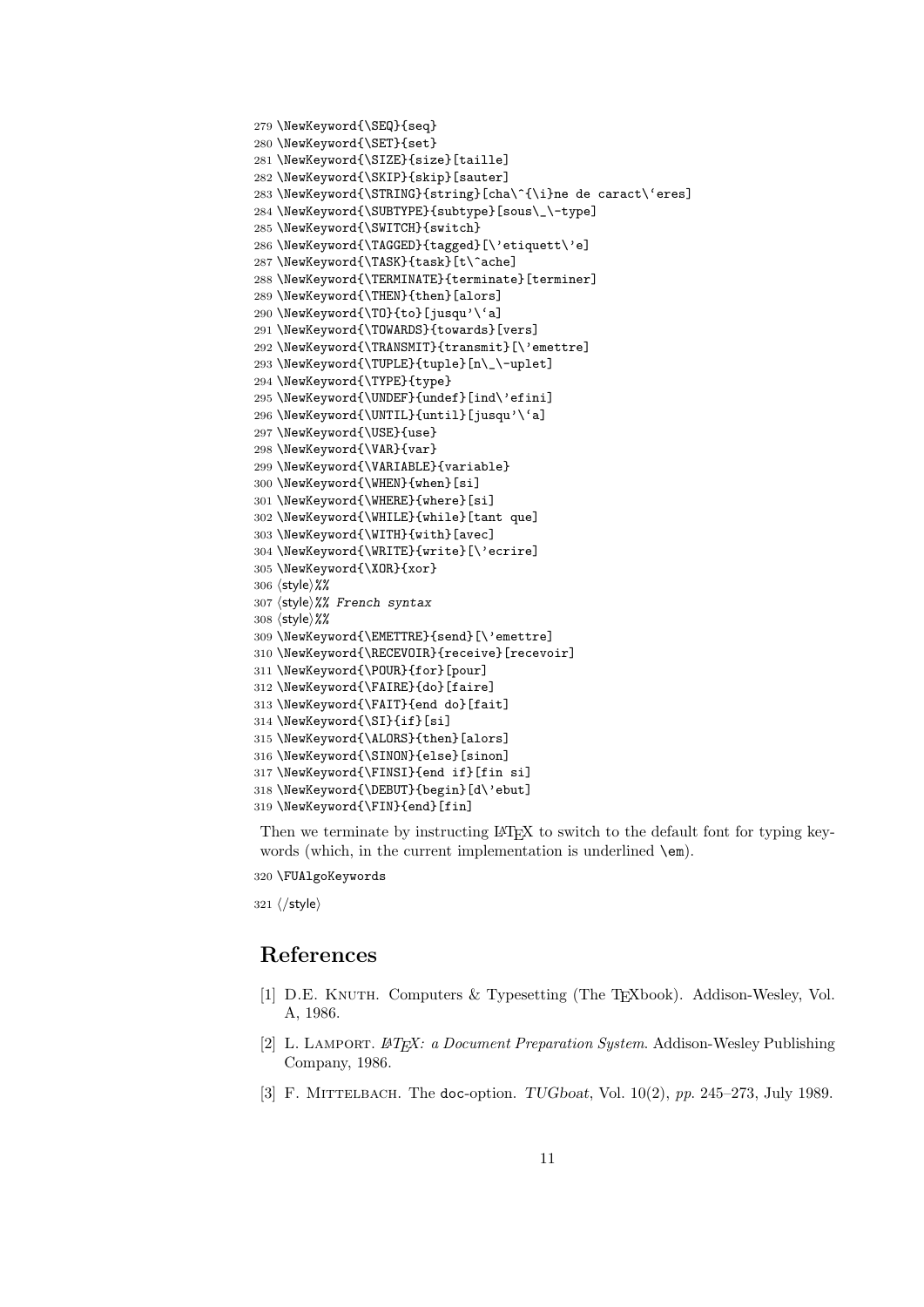```
279 \NewKeyword{\SEQ}{seq}
280 \NewKeyword{\SET}{set}
281 \NewKeyword{\SIZE}{size}[taille]
282 \NewKeyword{\SKIP}{skip}[sauter]
283 \NewKeyword{\STRING}{string}[cha\^{\i}ne de caract\`eres]
284 \NewKeyword{\SUBTYPE}{subtype}[sous\_\-type]
285 \NewKeyword{\SWITCH}{switch}
286 \NewKeyword{\TAGGED}{tagged}[\'etiquett\'e]
287 \NewKeyword{\TASK}{task}[t\^ache]
288 \NewKeyword{\TERMINATE}{terminate}[terminer]
289 \NewKeyword{\THEN}{then}[alors]
290 \NewKeyword{\TO}{to}[jusqu'\`a]
291 \NewKeyword{\TOWARDS}{towards}[vers]
292 \NewKeyword{\TRANSMIT}{transmit}[\'emettre]
293 \NewKeyword{\TUPLE}{tuple}[n\_\-uplet]
294 \NewKeyword{\TYPE}{type}
295 \NewKeyword{\UNDEF}{undef}[ind\'efini]
296 \NewKeyword{\UNTIL}{until}[jusqu'\`a]
297 \NewKeyword{\USE}{use}
298 \NewKeyword{\VAR}{var}
299 \NewKeyword{\VARIABLE}{variable}
300 \NewKeyword{\WHEN}{when}[si]
301 \NewKeyword{\WHERE}{where}[si]
302 \NewKeyword{\WHILE}{while}[tant que]
303 \NewKeyword{\WITH}{with}[avec]
304 \NewKeyword{\WRITE}{write}[\'ecrire]
305 \NewKeyword{\XOR}{xor}
306 ⟨style⟩%%
307 ⟨style⟩%% French syntax
308 ⟨style⟩%%
309 \NewKeyword{\EMETTRE}{send}[\'emettre]
310 \NewKeyword{\RECEVOIR}{receive}[recevoir]
311 \NewKeyword{\POUR}{for}[pour]
312 \NewKeyword{\FAIRE}{do}[faire]
313 \NewKeyword{\FAIT}{end do}[fait]
314 \NewKeyword{\SI}{if}[si]
315 \NewKeyword{\ALORS}{then}[alors]
316 \NewKeyword{\SINON}{else}[sinon]
317 \NewKeyword{\FINSI}{end if}[fin si]
318 \NewKeyword{\DEBUT}{begin}[d\'ebut]
319 \NewKeyword{\FIN}{end}[fin]
```

Then we terminate by instructing LaTeX to switch to the default font for typing keywords (which, in the current implementation is underlined `\em`).

```
320 \FUAlgoKeywords
321 ⟨/style⟩
```

## References

[1] D.E. Knuth. Computers & Typesetting (The TeXbook). Addison-Wesley, Vol. A, 1986.

[2] L. Lamport. *LaTeX: a Document Preparation System*. Addison-Wesley Publishing Company, 1986.

[3] F. Mittelbach. The doc-option. *TUGboat*, Vol. 10(2), *pp.* 245–273, July 1989.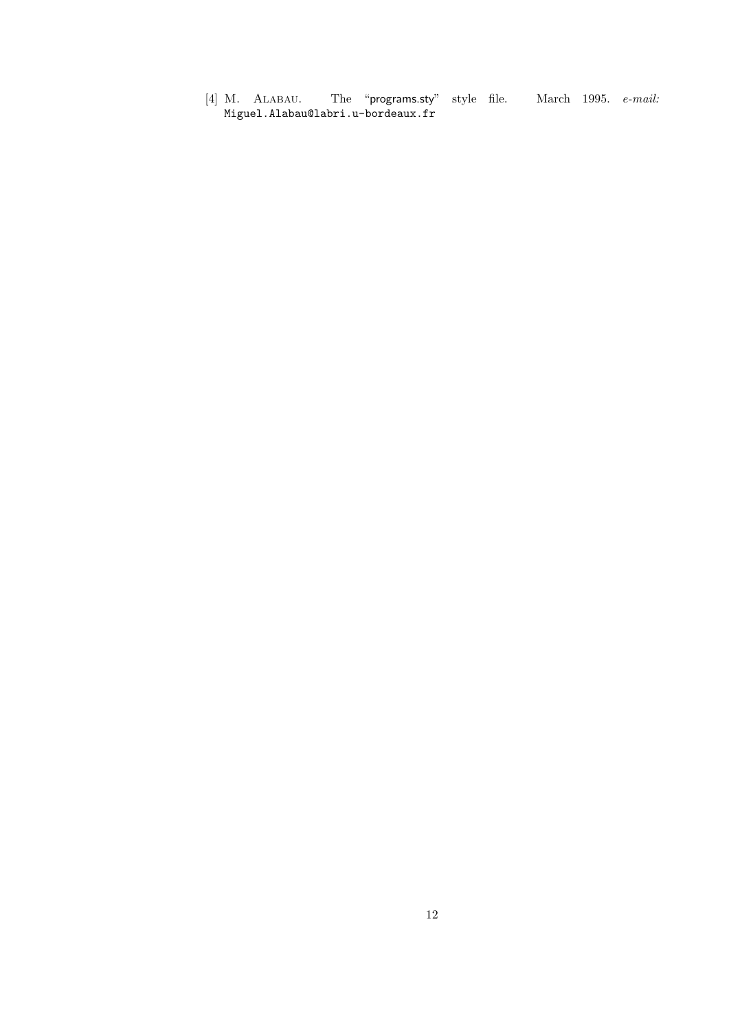[4] M. Alabau. The "programs.sty" style file. March 1995. *e-mail:* `Miguel.Alabau@labri.u-bordeaux.fr`